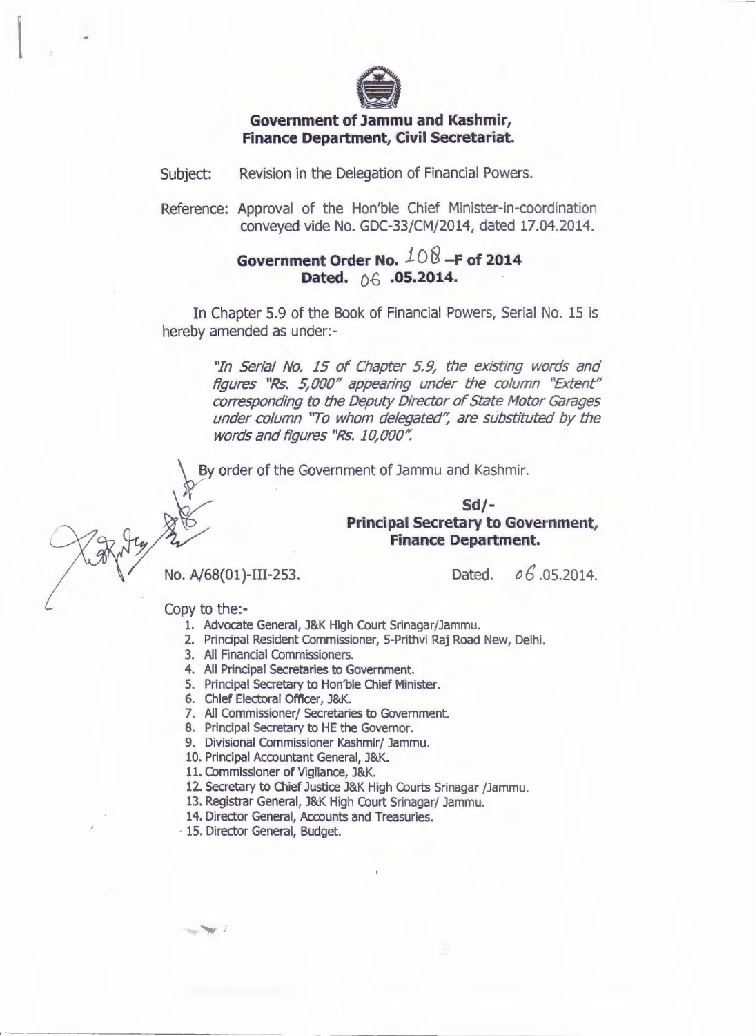**Government of Jammu and Kashmir,**
**Finance Department, Civil Secretariat.**

Subject: Revision in the Delegation of Financial Powers.

Reference: Approval of the Hon'ble Chief Minister-in-coordination conveyed vide No. GDC-33/CM/2014, dated 17.04.2014.

**Government Order No. 108 –F of 2014**
**Dated. 06 .05.2014.**

In Chapter 5.9 of the Book of Financial Powers, Serial No. 15 is hereby amended as under:-

> *"In Serial No. 15 of Chapter 5.9, the existing words and figures "Rs. 5,000" appearing under the column "Extent" corresponding to the Deputy Director of State Motor Garages under column "To whom delegated", are substituted by the words and figures "Rs. 10,000".*

By order of the Government of Jammu and Kashmir.

**Sd/-**
**Principal Secretary to Government,**
**Finance Department.**

No. A/68(01)-III-253. Dated. 06.05.2014.

Copy to the:-

1. Advocate General, J&K High Court Srinagar/Jammu.
2. Principal Resident Commissioner, 5-Prithvi Raj Road New, Delhi.
3. All Financial Commissioners.
4. All Principal Secretaries to Government.
5. Principal Secretary to Hon'ble Chief Minister.
6. Chief Electoral Officer, J&K.
7. All Commissioner/ Secretaries to Government.
8. Principal Secretary to HE the Governor.
9. Divisional Commissioner Kashmir/ Jammu.
10. Principal Accountant General, J&K.
11. Commissioner of Vigilance, J&K.
12. Secretary to Chief Justice J&K High Courts Srinagar /Jammu.
13. Registrar General, J&K High Court Srinagar/ Jammu.
14. Director General, Accounts and Treasuries.
15. Director General, Budget.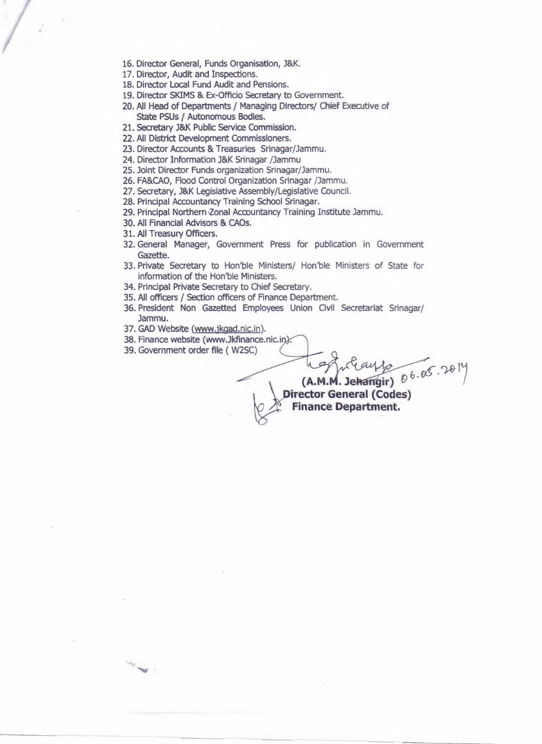16. Director General, Funds Organisation, J&K.
17. Director, Audit and Inspections.
18. Director Local Fund Audit and Pensions.
19. Director SKIMS & Ex-Officio Secretary to Government.
20. All Head of Departments / Managing Directors/ Chief Executive of State PSUs / Autonomous Bodies.
21. Secretary J&K Public Service Commission.
22. All District Development Commissioners.
23. Director Accounts & Treasuries Srinagar/Jammu.
24. Director Information J&K Srinagar /Jammu
25. Joint Director Funds organization Srinagar/Jammu.
26. FA&CAO, Flood Control Organization Srinagar /Jammu.
27. Secretary, J&K Legislative Assembly/Legislative Council.
28. Principal Accountancy Training School Srinagar.
29. Principal Northern Zonal Accountancy Training Institute Jammu.
30. All Financial Advisors & CAOs.
31. All Treasury Officers.
32. General Manager, Government Press for publication in Government Gazette.
33. Private Secretary to Hon'ble Ministers/ Hon'ble Ministers of State for information of the Hon'ble Ministers.
34. Principal Private Secretary to Chief Secretary.
35. All officers / Section officers of Finance Department.
36. President Non Gazetted Employees Union Civil Secretariat Srinagar/ Jammu.
37. GAD Website (www.jkgad.nic.in).
38. Finance website (www.Jkfinance.nic.in).
39. Government order file ( W2SC)

06.05.2014

**(A.M.M. Jehangir)**
**Director General (Codes)**
**Finance Department.**